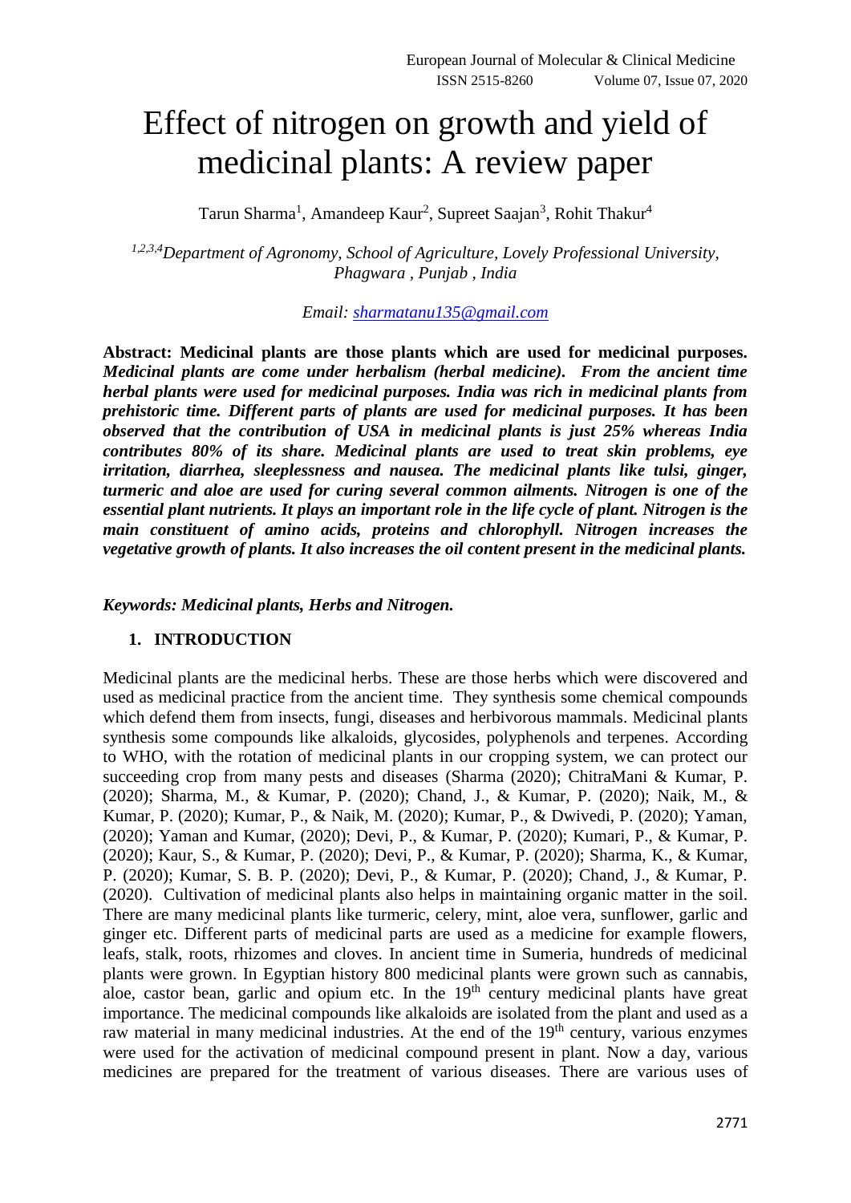# Effect of nitrogen on growth and yield of medicinal plants: A review paper

Tarun Sharma[1], Amandeep Kaur[2], Supreet Saajan[3], Rohit Thakur[4]

*[1,2,3,4]Department of Agronomy, School of Agriculture, Lovely Professional University, Phagwara , Punjab , India*

*Email: sharmatanu135@gmail.com*

**Abstract: Medicinal plants are those plants which are used for medicinal purposes.** ***Medicinal plants are come under herbalism (herbal medicine). From the ancient time herbal plants were used for medicinal purposes. India was rich in medicinal plants from prehistoric time. Different parts of plants are used for medicinal purposes. It has been observed that the contribution of USA in medicinal plants is just 25% whereas India contributes 80% of its share. Medicinal plants are used to treat skin problems, eye irritation, diarrhea, sleeplessness and nausea. The medicinal plants like tulsi, ginger, turmeric and aloe are used for curing several common ailments. Nitrogen is one of the essential plant nutrients. It plays an important role in the life cycle of plant. Nitrogen is the main constituent of amino acids, proteins and chlorophyll. Nitrogen increases the vegetative growth of plants. It also increases the oil content present in the medicinal plants.***

***Keywords: Medicinal plants, Herbs and Nitrogen.***

## 1. INTRODUCTION

Medicinal plants are the medicinal herbs. These are those herbs which were discovered and used as medicinal practice from the ancient time. They synthesis some chemical compounds which defend them from insects, fungi, diseases and herbivorous mammals. Medicinal plants synthesis some compounds like alkaloids, glycosides, polyphenols and terpenes. According to WHO, with the rotation of medicinal plants in our cropping system, we can protect our succeeding crop from many pests and diseases (Sharma (2020); ChitraMani & Kumar, P. (2020); Sharma, M., & Kumar, P. (2020); Chand, J., & Kumar, P. (2020); Naik, M., & Kumar, P. (2020); Kumar, P., & Naik, M. (2020); Kumar, P., & Dwivedi, P. (2020); Yaman, (2020); Yaman and Kumar, (2020); Devi, P., & Kumar, P. (2020); Kumari, P., & Kumar, P. (2020); Kaur, S., & Kumar, P. (2020); Devi, P., & Kumar, P. (2020); Sharma, K., & Kumar, P. (2020); Kumar, S. B. P. (2020); Devi, P., & Kumar, P. (2020); Chand, J., & Kumar, P. (2020). Cultivation of medicinal plants also helps in maintaining organic matter in the soil. There are many medicinal plants like turmeric, celery, mint, aloe vera, sunflower, garlic and ginger etc. Different parts of medicinal parts are used as a medicine for example flowers, leafs, stalk, roots, rhizomes and cloves. In ancient time in Sumeria, hundreds of medicinal plants were grown. In Egyptian history 800 medicinal plants were grown such as cannabis, aloe, castor bean, garlic and opium etc. In the 19$^{th}$ century medicinal plants have great importance. The medicinal compounds like alkaloids are isolated from the plant and used as a raw material in many medicinal industries. At the end of the 19$^{th}$ century, various enzymes were used for the activation of medicinal compound present in plant. Now a day, various medicines are prepared for the treatment of various diseases. There are various uses of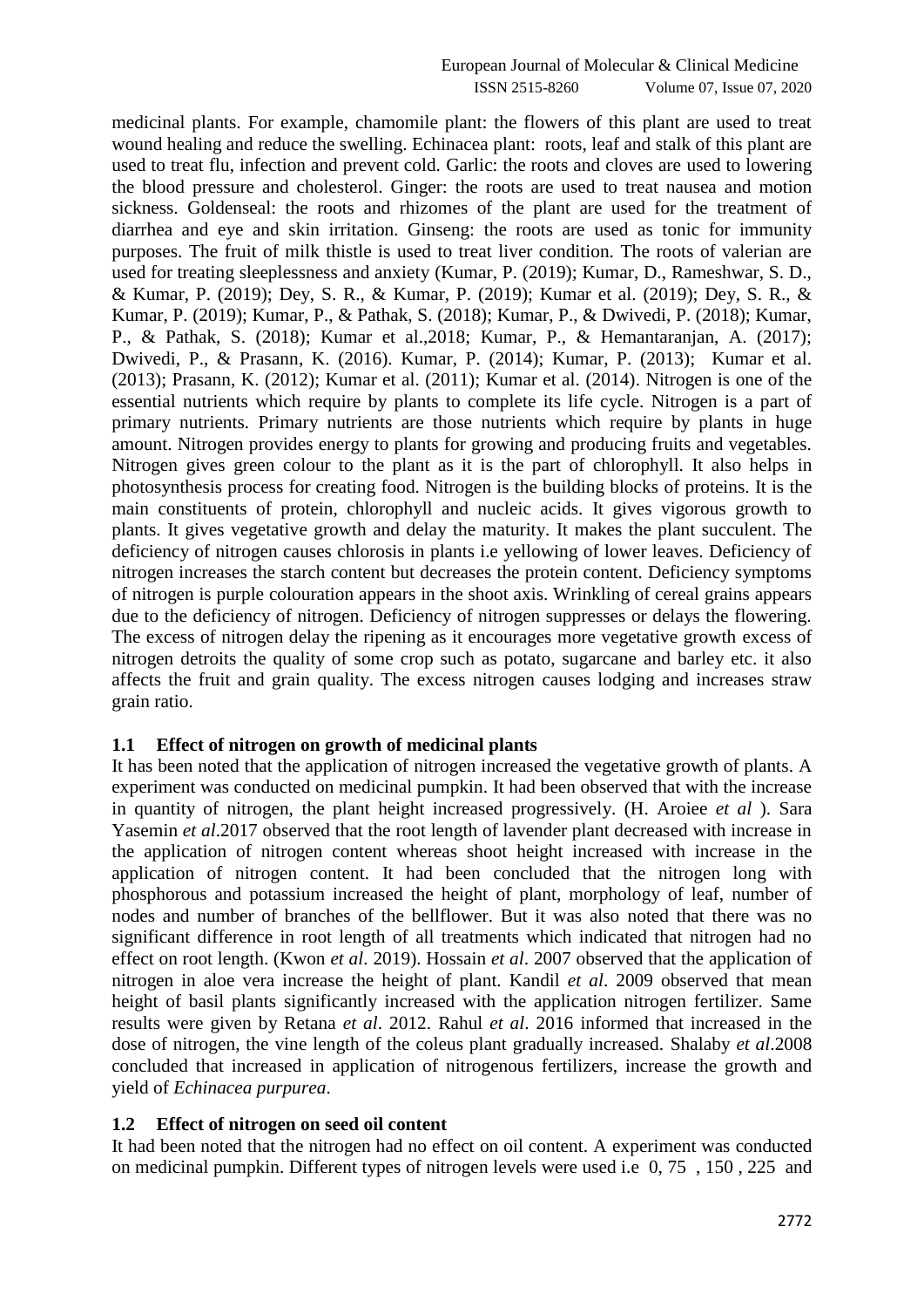medicinal plants. For example, chamomile plant: the flowers of this plant are used to treat wound healing and reduce the swelling. Echinacea plant: roots, leaf and stalk of this plant are used to treat flu, infection and prevent cold. Garlic: the roots and cloves are used to lowering the blood pressure and cholesterol. Ginger: the roots are used to treat nausea and motion sickness. Goldenseal: the roots and rhizomes of the plant are used for the treatment of diarrhea and eye and skin irritation. Ginseng: the roots are used as tonic for immunity purposes. The fruit of milk thistle is used to treat liver condition. The roots of valerian are used for treating sleeplessness and anxiety (Kumar, P. (2019); Kumar, D., Rameshwar, S. D., & Kumar, P. (2019); Dey, S. R., & Kumar, P. (2019); Kumar et al. (2019); Dey, S. R., & Kumar, P. (2019); Kumar, P., & Pathak, S. (2018); Kumar, P., & Dwivedi, P. (2018); Kumar, P., & Pathak, S. (2018); Kumar et al.,2018; Kumar, P., & Hemantaranjan, A. (2017); Dwivedi, P., & Prasann, K. (2016). Kumar, P. (2014); Kumar, P. (2013); Kumar et al. (2013); Prasann, K. (2012); Kumar et al. (2011); Kumar et al. (2014). Nitrogen is one of the essential nutrients which require by plants to complete its life cycle. Nitrogen is a part of primary nutrients. Primary nutrients are those nutrients which require by plants in huge amount. Nitrogen provides energy to plants for growing and producing fruits and vegetables. Nitrogen gives green colour to the plant as it is the part of chlorophyll. It also helps in photosynthesis process for creating food. Nitrogen is the building blocks of proteins. It is the main constituents of protein, chlorophyll and nucleic acids. It gives vigorous growth to plants. It gives vegetative growth and delay the maturity. It makes the plant succulent. The deficiency of nitrogen causes chlorosis in plants i.e yellowing of lower leaves. Deficiency of nitrogen increases the starch content but decreases the protein content. Deficiency symptoms of nitrogen is purple colouration appears in the shoot axis. Wrinkling of cereal grains appears due to the deficiency of nitrogen. Deficiency of nitrogen suppresses or delays the flowering. The excess of nitrogen delay the ripening as it encourages more vegetative growth excess of nitrogen detroits the quality of some crop such as potato, sugarcane and barley etc. it also affects the fruit and grain quality. The excess nitrogen causes lodging and increases straw grain ratio.

## 1.1 Effect of nitrogen on growth of medicinal plants

It has been noted that the application of nitrogen increased the vegetative growth of plants. A experiment was conducted on medicinal pumpkin. It had been observed that with the increase in quantity of nitrogen, the plant height increased progressively. (H. Aroiee *et al* ). Sara Yasemin *et al*.2017 observed that the root length of lavender plant decreased with increase in the application of nitrogen content whereas shoot height increased with increase in the application of nitrogen content. It had been concluded that the nitrogen long with phosphorous and potassium increased the height of plant, morphology of leaf, number of nodes and number of branches of the bellflower. But it was also noted that there was no significant difference in root length of all treatments which indicated that nitrogen had no effect on root length. (Kwon *et al*. 2019). Hossain *et al*. 2007 observed that the application of nitrogen in aloe vera increase the height of plant. Kandil *et al*. 2009 observed that mean height of basil plants significantly increased with the application nitrogen fertilizer. Same results were given by Retana *et al*. 2012. Rahul *et al*. 2016 informed that increased in the dose of nitrogen, the vine length of the coleus plant gradually increased. Shalaby *et al*.2008 concluded that increased in application of nitrogenous fertilizers, increase the growth and yield of *Echinacea purpurea*.

## 1.2 Effect of nitrogen on seed oil content

It had been noted that the nitrogen had no effect on oil content. A experiment was conducted on medicinal pumpkin. Different types of nitrogen levels were used i.e 0, 75 , 150 , 225 and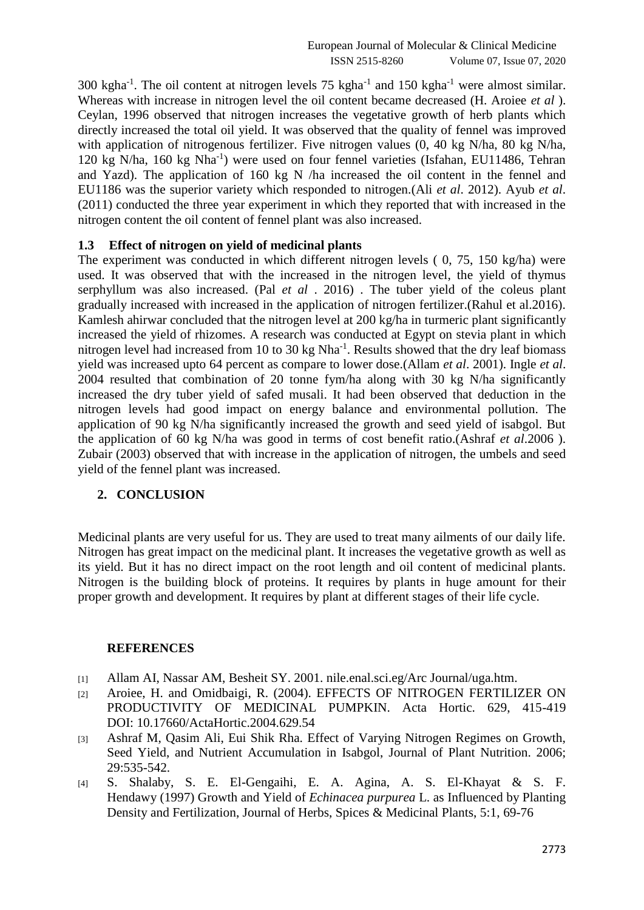300 kgha$^{-1}$. The oil content at nitrogen levels 75 kgha$^{-1}$ and 150 kgha$^{-1}$ were almost similar. Whereas with increase in nitrogen level the oil content became decreased (H. Aroiee *et al* ). Ceylan, 1996 observed that nitrogen increases the vegetative growth of herb plants which directly increased the total oil yield. It was observed that the quality of fennel was improved with application of nitrogenous fertilizer. Five nitrogen values (0, 40 kg N/ha, 80 kg N/ha, 120 kg N/ha, 160 kg Nha$^{-1}$) were used on four fennel varieties (Isfahan, EU11486, Tehran and Yazd). The application of 160 kg N /ha increased the oil content in the fennel and EU1186 was the superior variety which responded to nitrogen.(Ali *et al*. 2012). Ayub *et al*. (2011) conducted the three year experiment in which they reported that with increased in the nitrogen content the oil content of fennel plant was also increased.

### 1.3 Effect of nitrogen on yield of medicinal plants

The experiment was conducted in which different nitrogen levels ( 0, 75, 150 kg/ha) were used. It was observed that with the increased in the nitrogen level, the yield of thymus serphyllum was also increased. (Pal *et al* . 2016) . The tuber yield of the coleus plant gradually increased with increased in the application of nitrogen fertilizer.(Rahul et al.2016). Kamlesh ahirwar concluded that the nitrogen level at 200 kg/ha in turmeric plant significantly increased the yield of rhizomes. A research was conducted at Egypt on stevia plant in which nitrogen level had increased from 10 to 30 kg Nha$^{-1}$. Results showed that the dry leaf biomass yield was increased upto 64 percent as compare to lower dose.(Allam *et al*. 2001). Ingle *et al*. 2004 resulted that combination of 20 tonne fym/ha along with 30 kg N/ha significantly increased the dry tuber yield of safed musali. It had been observed that deduction in the nitrogen levels had good impact on energy balance and environmental pollution. The application of 90 kg N/ha significantly increased the growth and seed yield of isabgol. But the application of 60 kg N/ha was good in terms of cost benefit ratio.(Ashraf *et al*.2006 ). Zubair (2003) observed that with increase in the application of nitrogen, the umbels and seed yield of the fennel plant was increased.

## 2. CONCLUSION

Medicinal plants are very useful for us. They are used to treat many ailments of our daily life. Nitrogen has great impact on the medicinal plant. It increases the vegetative growth as well as its yield. But it has no direct impact on the root length and oil content of medicinal plants. Nitrogen is the building block of proteins. It requires by plants in huge amount for their proper growth and development. It requires by plant at different stages of their life cycle.

## REFERENCES

[1] Allam AI, Nassar AM, Besheit SY. 2001. nile.enal.sci.eg/Arc Journal/uga.htm.

[2] Aroiee, H. and Omidbaigi, R. (2004). EFFECTS OF NITROGEN FERTILIZER ON PRODUCTIVITY OF MEDICINAL PUMPKIN. Acta Hortic. 629, 415-419 DOI: 10.17660/ActaHortic.2004.629.54

[3] Ashraf M, Qasim Ali, Eui Shik Rha. Effect of Varying Nitrogen Regimes on Growth, Seed Yield, and Nutrient Accumulation in Isabgol, Journal of Plant Nutrition. 2006; 29:535-542.

[4] S. Shalaby, S. E. El-Gengaihi, E. A. Agina, A. S. El-Khayat & S. F. Hendawy (1997) Growth and Yield of *Echinacea purpurea* L. as Influenced by Planting Density and Fertilization, Journal of Herbs, Spices & Medicinal Plants, 5:1, 69-76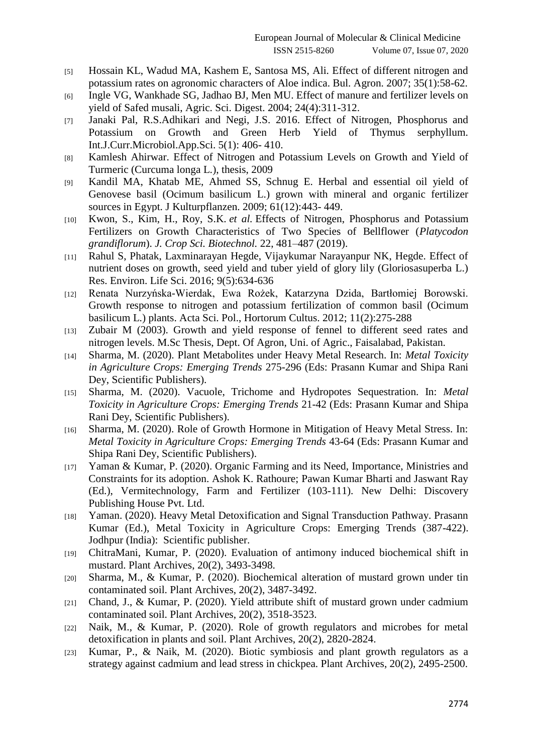[5] Hossain KL, Wadud MA, Kashem E, Santosa MS, Ali. Effect of different nitrogen and potassium rates on agronomic characters of Aloe indica. Bul. Agron. 2007; 35(1):58-62.

[6] Ingle VG, Wankhade SG, Jadhao BJ, Men MU. Effect of manure and fertilizer levels on yield of Safed musali, Agric. Sci. Digest. 2004; 24(4):311-312.

[7] Janaki Pal, R.S.Adhikari and Negi, J.S. 2016. Effect of Nitrogen, Phosphorus and Potassium on Growth and Green Herb Yield of Thymus serphyllum. Int.J.Curr.Microbiol.App.Sci. 5(1): 406- 410.

[8] Kamlesh Ahirwar. Effect of Nitrogen and Potassium Levels on Growth and Yield of Turmeric (Curcuma longa L.), thesis, 2009

[9] Kandil MA, Khatab ME, Ahmed SS, Schnug E. Herbal and essential oil yield of Genovese basil (Ocimum basilicum L.) grown with mineral and organic fertilizer sources in Egypt. J Kulturpflanzen. 2009; 61(12):443- 449.

[10] Kwon, S., Kim, H., Roy, S.K. *et al.* Effects of Nitrogen, Phosphorus and Potassium Fertilizers on Growth Characteristics of Two Species of Bellflower (*Platycodon grandiflorum*). *J. Crop Sci. Biotechnol.* 22, 481–487 (2019).

[11] Rahul S, Phatak, Laxminarayan Hegde, Vijaykumar Narayanpur NK, Hegde. Effect of nutrient doses on growth, seed yield and tuber yield of glory lily (Gloriosasuperba L.) Res. Environ. Life Sci. 2016; 9(5):634-636

[12] Renata Nurzyńska-Wierdak, Ewa Rożek, Katarzyna Dzida, Bartłomiej Borowski. Growth response to nitrogen and potassium fertilization of common basil (Ocimum basilicum L.) plants. Acta Sci. Pol., Hortorum Cultus. 2012; 11(2):275-288

[13] Zubair M (2003). Growth and yield response of fennel to different seed rates and nitrogen levels. M.Sc Thesis, Dept. Of Agron, Uni. of Agric., Faisalabad, Pakistan.

[14] Sharma, M. (2020). Plant Metabolites under Heavy Metal Research. In: *Metal Toxicity in Agriculture Crops: Emerging Trends* 275-296 (Eds: Prasann Kumar and Shipa Rani Dey, Scientific Publishers).

[15] Sharma, M. (2020). Vacuole, Trichome and Hydropotes Sequestration. In: *Metal Toxicity in Agriculture Crops: Emerging Trends* 21-42 (Eds: Prasann Kumar and Shipa Rani Dey, Scientific Publishers).

[16] Sharma, M. (2020). Role of Growth Hormone in Mitigation of Heavy Metal Stress. In: *Metal Toxicity in Agriculture Crops: Emerging Trends* 43-64 (Eds: Prasann Kumar and Shipa Rani Dey, Scientific Publishers).

[17] Yaman & Kumar, P. (2020). Organic Farming and its Need, Importance, Ministries and Constraints for its adoption. Ashok K. Rathoure; Pawan Kumar Bharti and Jaswant Ray (Ed.), Vermitechnology, Farm and Fertilizer (103-111). New Delhi: Discovery Publishing House Pvt. Ltd.

[18] Yaman. (2020). Heavy Metal Detoxification and Signal Transduction Pathway. Prasann Kumar (Ed.), Metal Toxicity in Agriculture Crops: Emerging Trends (387-422). Jodhpur (India): Scientific publisher.

[19] ChitraMani, Kumar, P. (2020). Evaluation of antimony induced biochemical shift in mustard. Plant Archives, 20(2), 3493-3498.

[20] Sharma, M., & Kumar, P. (2020). Biochemical alteration of mustard grown under tin contaminated soil. Plant Archives, 20(2), 3487-3492.

[21] Chand, J., & Kumar, P. (2020). Yield attribute shift of mustard grown under cadmium contaminated soil. Plant Archives, 20(2), 3518-3523.

[22] Naik, M., & Kumar, P. (2020). Role of growth regulators and microbes for metal detoxification in plants and soil. Plant Archives, 20(2), 2820-2824.

[23] Kumar, P., & Naik, M. (2020). Biotic symbiosis and plant growth regulators as a strategy against cadmium and lead stress in chickpea. Plant Archives, 20(2), 2495-2500.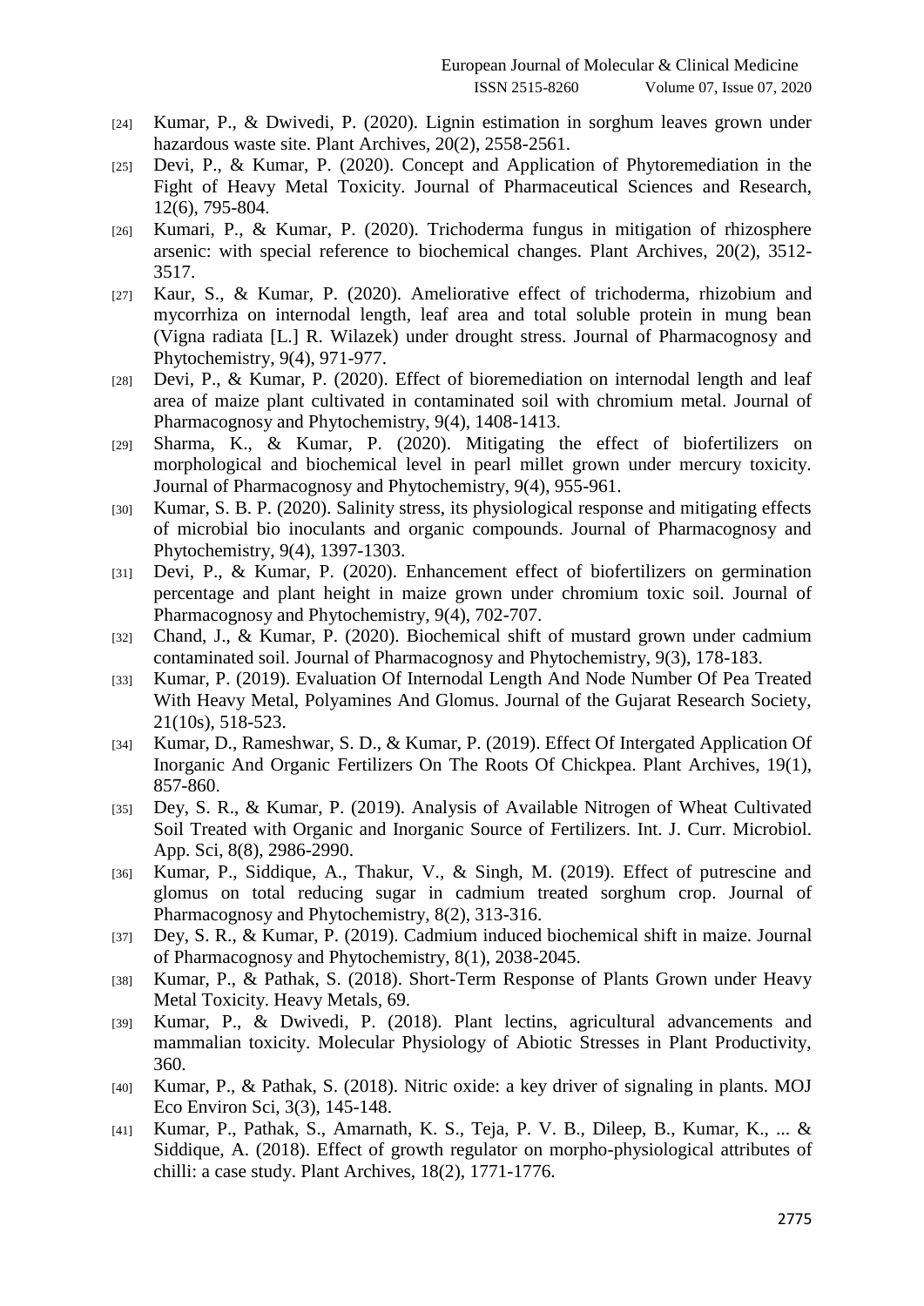[24] Kumar, P., & Dwivedi, P. (2020). Lignin estimation in sorghum leaves grown under hazardous waste site. Plant Archives, 20(2), 2558-2561.

[25] Devi, P., & Kumar, P. (2020). Concept and Application of Phytoremediation in the Fight of Heavy Metal Toxicity. Journal of Pharmaceutical Sciences and Research, 12(6), 795-804.

[26] Kumari, P., & Kumar, P. (2020). Trichoderma fungus in mitigation of rhizosphere arsenic: with special reference to biochemical changes. Plant Archives, 20(2), 3512-3517.

[27] Kaur, S., & Kumar, P. (2020). Ameliorative effect of trichoderma, rhizobium and mycorrhiza on internodal length, leaf area and total soluble protein in mung bean (Vigna radiata [L.] R. Wilazek) under drought stress. Journal of Pharmacognosy and Phytochemistry, 9(4), 971-977.

[28] Devi, P., & Kumar, P. (2020). Effect of bioremediation on internodal length and leaf area of maize plant cultivated in contaminated soil with chromium metal. Journal of Pharmacognosy and Phytochemistry, 9(4), 1408-1413.

[29] Sharma, K., & Kumar, P. (2020). Mitigating the effect of biofertilizers on morphological and biochemical level in pearl millet grown under mercury toxicity. Journal of Pharmacognosy and Phytochemistry, 9(4), 955-961.

[30] Kumar, S. B. P. (2020). Salinity stress, its physiological response and mitigating effects of microbial bio inoculants and organic compounds. Journal of Pharmacognosy and Phytochemistry, 9(4), 1397-1303.

[31] Devi, P., & Kumar, P. (2020). Enhancement effect of biofertilizers on germination percentage and plant height in maize grown under chromium toxic soil. Journal of Pharmacognosy and Phytochemistry, 9(4), 702-707.

[32] Chand, J., & Kumar, P. (2020). Biochemical shift of mustard grown under cadmium contaminated soil. Journal of Pharmacognosy and Phytochemistry, 9(3), 178-183.

[33] Kumar, P. (2019). Evaluation Of Internodal Length And Node Number Of Pea Treated With Heavy Metal, Polyamines And Glomus. Journal of the Gujarat Research Society, 21(10s), 518-523.

[34] Kumar, D., Rameshwar, S. D., & Kumar, P. (2019). Effect Of Intergated Application Of Inorganic And Organic Fertilizers On The Roots Of Chickpea. Plant Archives, 19(1), 857-860.

[35] Dey, S. R., & Kumar, P. (2019). Analysis of Available Nitrogen of Wheat Cultivated Soil Treated with Organic and Inorganic Source of Fertilizers. Int. J. Curr. Microbiol. App. Sci, 8(8), 2986-2990.

[36] Kumar, P., Siddique, A., Thakur, V., & Singh, M. (2019). Effect of putrescine and glomus on total reducing sugar in cadmium treated sorghum crop. Journal of Pharmacognosy and Phytochemistry, 8(2), 313-316.

[37] Dey, S. R., & Kumar, P. (2019). Cadmium induced biochemical shift in maize. Journal of Pharmacognosy and Phytochemistry, 8(1), 2038-2045.

[38] Kumar, P., & Pathak, S. (2018). Short-Term Response of Plants Grown under Heavy Metal Toxicity. Heavy Metals, 69.

[39] Kumar, P., & Dwivedi, P. (2018). Plant lectins, agricultural advancements and mammalian toxicity. Molecular Physiology of Abiotic Stresses in Plant Productivity, 360.

[40] Kumar, P., & Pathak, S. (2018). Nitric oxide: a key driver of signaling in plants. MOJ Eco Environ Sci, 3(3), 145-148.

[41] Kumar, P., Pathak, S., Amarnath, K. S., Teja, P. V. B., Dileep, B., Kumar, K., ... & Siddique, A. (2018). Effect of growth regulator on morpho-physiological attributes of chilli: a case study. Plant Archives, 18(2), 1771-1776.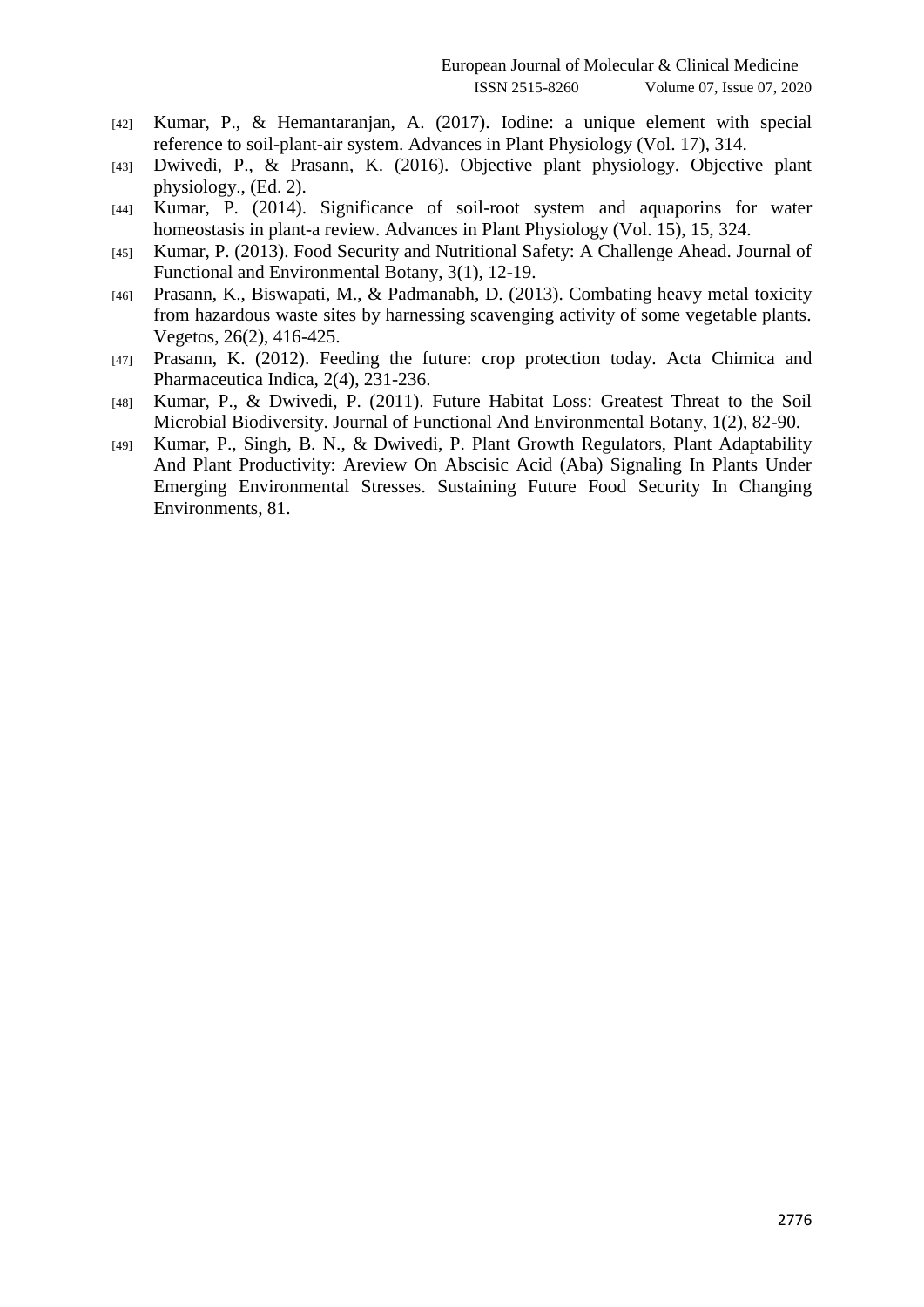[42] Kumar, P., & Hemantaranjan, A. (2017). Iodine: a unique element with special reference to soil-plant-air system. Advances in Plant Physiology (Vol. 17), 314.

[43] Dwivedi, P., & Prasann, K. (2016). Objective plant physiology. Objective plant physiology., (Ed. 2).

[44] Kumar, P. (2014). Significance of soil-root system and aquaporins for water homeostasis in plant-a review. Advances in Plant Physiology (Vol. 15), 15, 324.

[45] Kumar, P. (2013). Food Security and Nutritional Safety: A Challenge Ahead. Journal of Functional and Environmental Botany, 3(1), 12-19.

[46] Prasann, K., Biswapati, M., & Padmanabh, D. (2013). Combating heavy metal toxicity from hazardous waste sites by harnessing scavenging activity of some vegetable plants. Vegetos, 26(2), 416-425.

[47] Prasann, K. (2012). Feeding the future: crop protection today. Acta Chimica and Pharmaceutica Indica, 2(4), 231-236.

[48] Kumar, P., & Dwivedi, P. (2011). Future Habitat Loss: Greatest Threat to the Soil Microbial Biodiversity. Journal of Functional And Environmental Botany, 1(2), 82-90.

[49] Kumar, P., Singh, B. N., & Dwivedi, P. Plant Growth Regulators, Plant Adaptability And Plant Productivity: Areview On Abscisic Acid (Aba) Signaling In Plants Under Emerging Environmental Stresses. Sustaining Future Food Security In Changing Environments, 81.